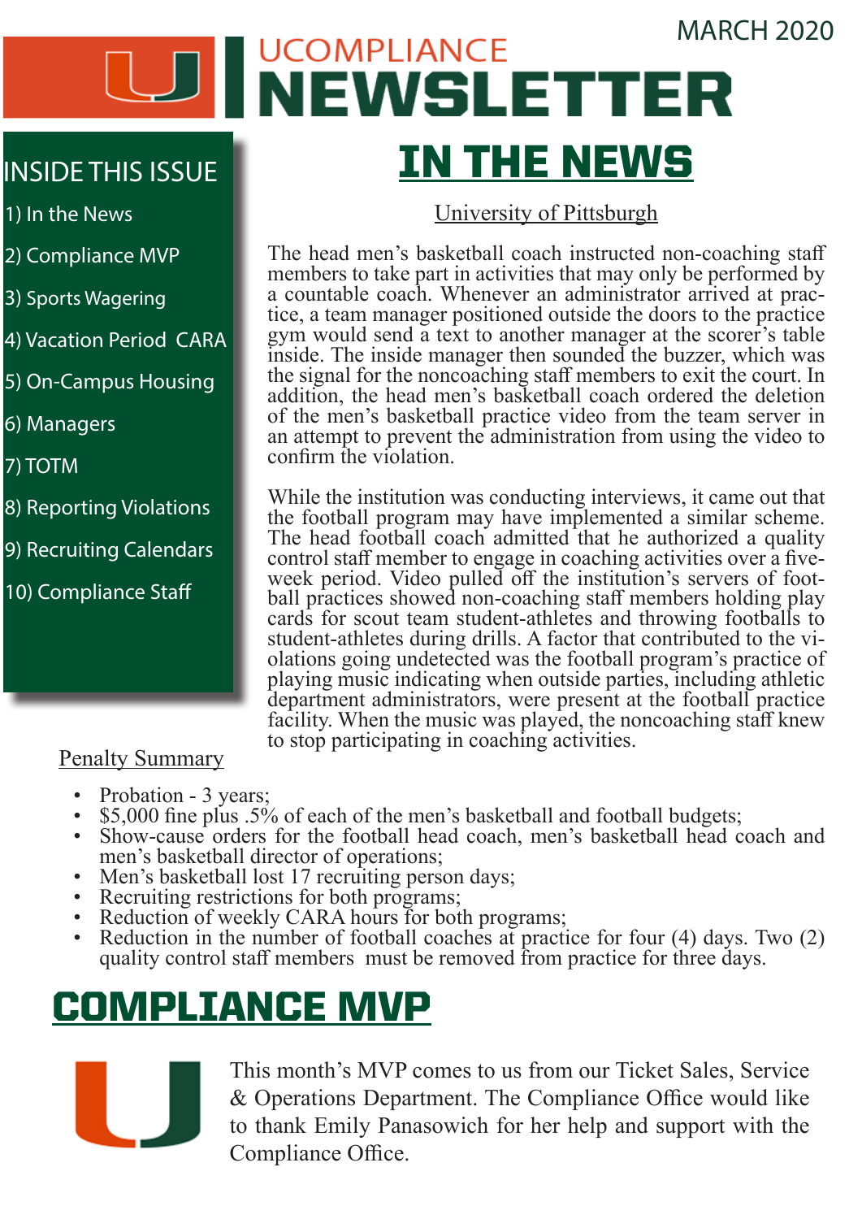MARCH 2020

# UCOMPLIANCE NEWSLETTER

## INSIDE THIS ISSUE

1) In the News
2) Compliance MVP
3) Sports Wagering
4) Vacation Period CARA
5) On-Campus Housing
6) Managers
7) TOTM
8) Reporting Violations
9) Recruiting Calendars
10) Compliance Staff

## IN THE NEWS

### University of Pittsburgh

The head men's basketball coach instructed non-coaching staff members to take part in activities that may only be performed by a countable coach. Whenever an administrator arrived at practice, a team manager positioned outside the doors to the practice gym would send a text to another manager at the scorer's table inside. The inside manager then sounded the buzzer, which was the signal for the noncoaching staff members to exit the court. In addition, the head men's basketball coach ordered the deletion of the men's basketball practice video from the team server in an attempt to prevent the administration from using the video to confirm the violation.

While the institution was conducting interviews, it came out that the football program may have implemented a similar scheme. The head football coach admitted that he authorized a quality control staff member to engage in coaching activities over a five-week period. Video pulled off the institution's servers of football practices showed non-coaching staff members holding play cards for scout team student-athletes and throwing footballs to student-athletes during drills. A factor that contributed to the violations going undetected was the football program's practice of playing music indicating when outside parties, including athletic department administrators, were present at the football practice facility. When the music was played, the noncoaching staff knew to stop participating in coaching activities.

### Penalty Summary

- Probation - 3 years;
- $5,000 fine plus .5% of each of the men's basketball and football budgets;
- Show-cause orders for the football head coach, men's basketball head coach and men's basketball director of operations;
- Men's basketball lost 17 recruiting person days;
- Recruiting restrictions for both programs;
- Reduction of weekly CARA hours for both programs;
- Reduction in the number of football coaches at practice for four (4) days. Two (2) quality control staff members must be removed from practice for three days.

## COMPLIANCE MVP

This month's MVP comes to us from our Ticket Sales, Service & Operations Department. The Compliance Office would like to thank Emily Panasowich for her help and support with the Compliance Office.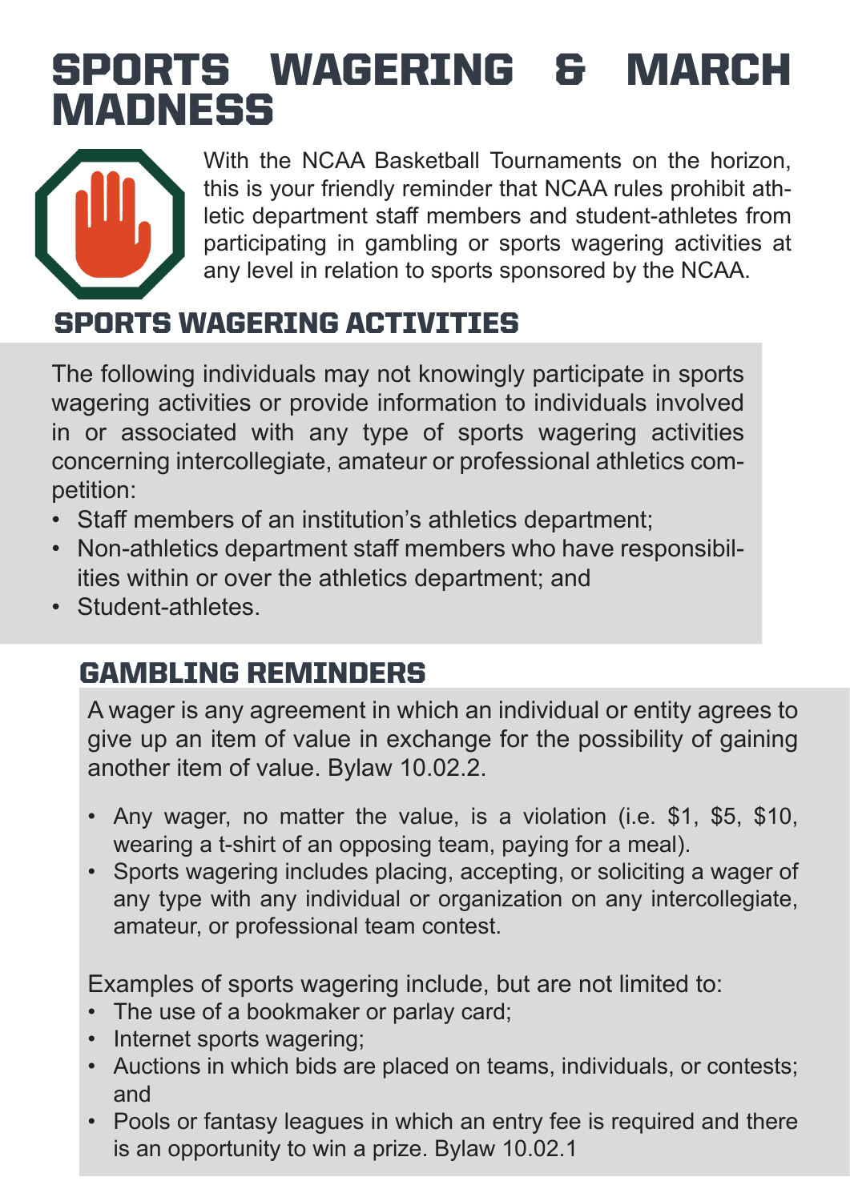# SPORTS WAGERING & MARCH MADNESS

With the NCAA Basketball Tournaments on the horizon, this is your friendly reminder that NCAA rules prohibit athletic department staff members and student-athletes from participating in gambling or sports wagering activities at any level in relation to sports sponsored by the NCAA.

## SPORTS WAGERING ACTIVITIES

The following individuals may not knowingly participate in sports wagering activities or provide information to individuals involved in or associated with any type of sports wagering activities concerning intercollegiate, amateur or professional athletics competition:

- Staff members of an institution's athletics department;
- Non-athletics department staff members who have responsibilities within or over the athletics department; and
- Student-athletes.

## GAMBLING REMINDERS

A wager is any agreement in which an individual or entity agrees to give up an item of value in exchange for the possibility of gaining another item of value. Bylaw 10.02.2.

- Any wager, no matter the value, is a violation (i.e. $1, $5, $10, wearing a t-shirt of an opposing team, paying for a meal).
- Sports wagering includes placing, accepting, or soliciting a wager of any type with any individual or organization on any intercollegiate, amateur, or professional team contest.

Examples of sports wagering include, but are not limited to:

- The use of a bookmaker or parlay card;
- Internet sports wagering;
- Auctions in which bids are placed on teams, individuals, or contests; and
- Pools or fantasy leagues in which an entry fee is required and there is an opportunity to win a prize. Bylaw 10.02.1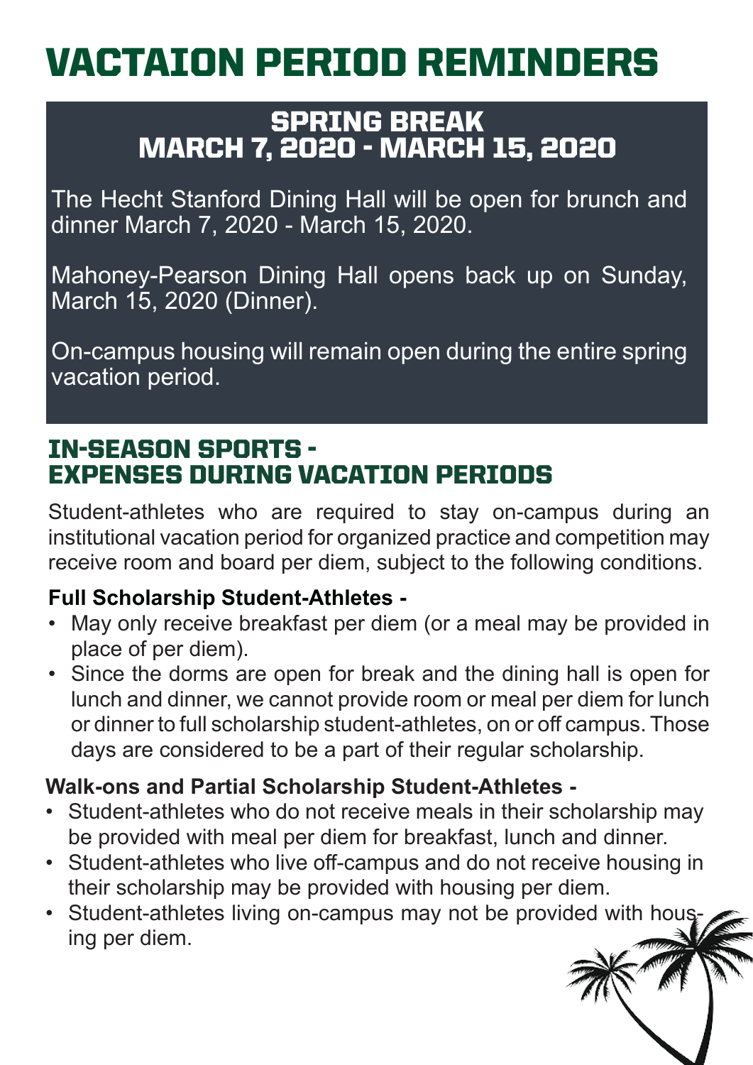# VACTAION PERIOD REMINDERS

## SPRING BREAK
## MARCH 7, 2020 - MARCH 15, 2020

The Hecht Stanford Dining Hall will be open for brunch and dinner March 7, 2020 - March 15, 2020.

Mahoney-Pearson Dining Hall opens back up on Sunday, March 15, 2020 (Dinner).

On-campus housing will remain open during the entire spring vacation period.

## IN-SEASON SPORTS - EXPENSES DURING VACATION PERIODS

Student-athletes who are required to stay on-campus during an institutional vacation period for organized practice and competition may receive room and board per diem, subject to the following conditions.

**Full Scholarship Student-Athletes -**

- May only receive breakfast per diem (or a meal may be provided in place of per diem).
- Since the dorms are open for break and the dining hall is open for lunch and dinner, we cannot provide room or meal per diem for lunch or dinner to full scholarship student-athletes, on or off campus. Those days are considered to be a part of their regular scholarship.

**Walk-ons and Partial Scholarship Student-Athletes -**

- Student-athletes who do not receive meals in their scholarship may be provided with meal per diem for breakfast, lunch and dinner.
- Student-athletes who live off-campus and do not receive housing in their scholarship may be provided with housing per diem.
- Student-athletes living on-campus may not be provided with housing per diem.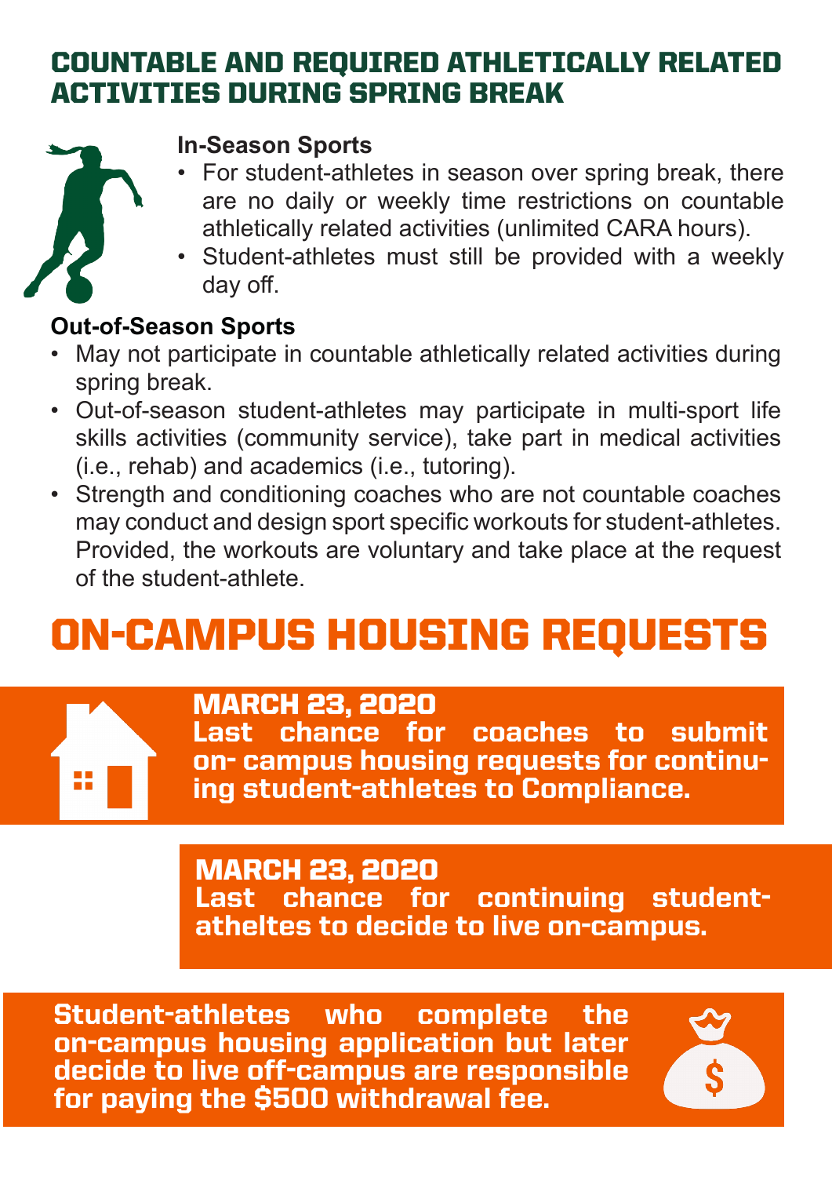# COUNTABLE AND REQUIRED ATHLETICALLY RELATED ACTIVITIES DURING SPRING BREAK

**In-Season Sports**

- For student-athletes in season over spring break, there are no daily or weekly time restrictions on countable athletically related activities (unlimited CARA hours).
- Student-athletes must still be provided with a weekly day off.

**Out-of-Season Sports**

- May not participate in countable athletically related activities during spring break.
- Out-of-season student-athletes may participate in multi-sport life skills activities (community service), take part in medical activities (i.e., rehab) and academics (i.e., tutoring).
- Strength and conditioning coaches who are not countable coaches may conduct and design sport specific workouts for student-athletes. Provided, the workouts are voluntary and take place at the request of the student-athlete.

# ON-CAMPUS HOUSING REQUESTS

**MARCH 23, 2020**
**Last chance for coaches to submit on- campus housing requests for continuing student-athletes to Compliance.**

**MARCH 23, 2020**
**Last chance for continuing student-atheltes to decide to live on-campus.**

**Student-athletes who complete the on-campus housing application but later decide to live off-campus are responsible for paying the $500 withdrawal fee.**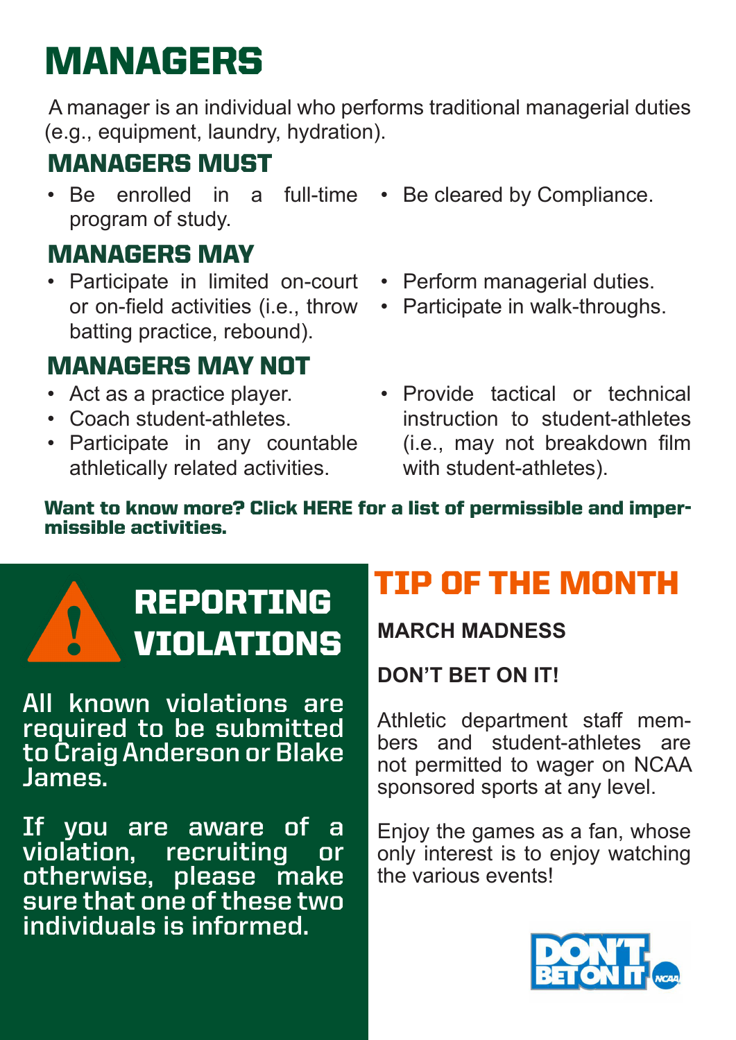# MANAGERS

A manager is an individual who performs traditional managerial duties (e.g., equipment, laundry, hydration).

## MANAGERS MUST

- Be enrolled in a full-time program of study.
- Be cleared by Compliance.

## MANAGERS MAY

- Participate in limited on-court or on-field activities (i.e., throw batting practice, rebound).
- Perform managerial duties.
- Participate in walk-throughs.

## MANAGERS MAY NOT

- Act as a practice player.
- Coach student-athletes.
- Participate in any countable athletically related activities.
- Provide tactical or technical instruction to student-athletes (i.e., may not breakdown film with student-athletes).

**Want to know more? Click HERE for a list of permissible and impermissible activities.**

## REPORTING VIOLATIONS

All known violations are required to be submitted to Craig Anderson or Blake James.

If you are aware of a violation, recruiting or otherwise, please make sure that one of these two individuals is informed.

## TIP OF THE MONTH

**MARCH MADNESS**

**DON'T BET ON IT!**

Athletic department staff members and student-athletes are not permitted to wager on NCAA sponsored sports at any level.

Enjoy the games as a fan, whose only interest is to enjoy watching the various events!

DON'T BET ON IT NCAA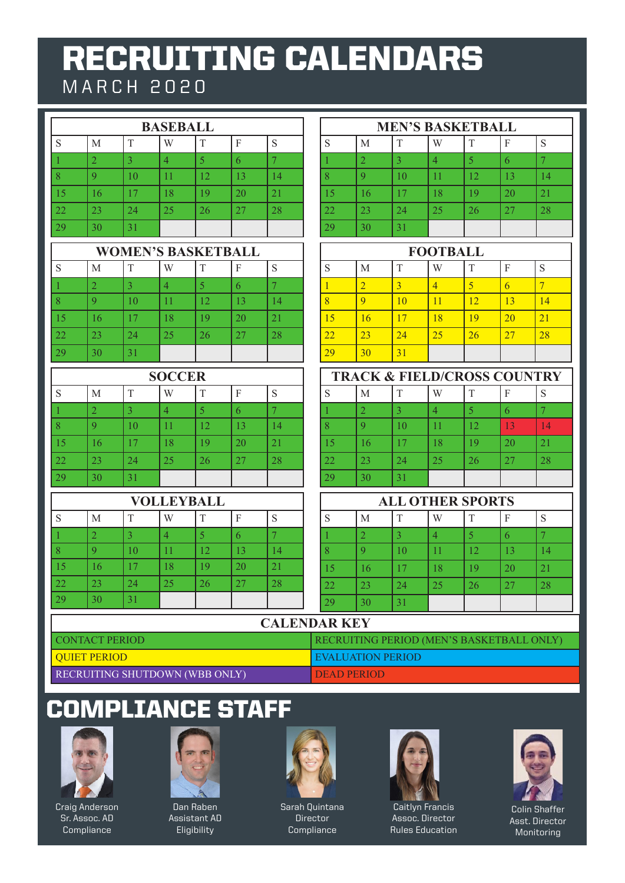# RECRUITING CALENDARS

MARCH 2020

### BASEBALL

| S | M | T | W | T | F | S |
|---|---|---|---|---|---|---|
| 1 | 2 | 3 | 4 | 5 | 6 | 7 |
| 8 | 9 | 10 | 11 | 12 | 13 | 14 |
| 15 | 16 | 17 | 18 | 19 | 20 | 21 |
| 22 | 23 | 24 | 25 | 26 | 27 | 28 |
| 29 | 30 | 31 | | | | |

### MEN'S BASKETBALL

| S | M | T | W | T | F | S |
|---|---|---|---|---|---|---|
| 1 | 2 | 3 | 4 | 5 | 6 | 7 |
| 8 | 9 | 10 | 11 | 12 | 13 | 14 |
| 15 | 16 | 17 | 18 | 19 | 20 | 21 |
| 22 | 23 | 24 | 25 | 26 | 27 | 28 |
| 29 | 30 | 31 | | | | |

### WOMEN'S BASKETBALL

| S | M | T | W | T | F | S |
|---|---|---|---|---|---|---|
| 1 | 2 | 3 | 4 | 5 | 6 | 7 |
| 8 | 9 | 10 | 11 | 12 | 13 | 14 |
| 15 | 16 | 17 | 18 | 19 | 20 | 21 |
| 22 | 23 | 24 | 25 | 26 | 27 | 28 |
| 29 | 30 | 31 | | | | |

### FOOTBALL

| S | M | T | W | T | F | S |
|---|---|---|---|---|---|---|
| 1 | 2 | 3 | 4 | 5 | 6 | 7 |
| 8 | 9 | 10 | 11 | 12 | 13 | 14 |
| 15 | 16 | 17 | 18 | 19 | 20 | 21 |
| 22 | 23 | 24 | 25 | 26 | 27 | 28 |
| 29 | 30 | 31 | | | | |

### SOCCER

| S | M | T | W | T | F | S |
|---|---|---|---|---|---|---|
| 1 | 2 | 3 | 4 | 5 | 6 | 7 |
| 8 | 9 | 10 | 11 | 12 | 13 | 14 |
| 15 | 16 | 17 | 18 | 19 | 20 | 21 |
| 22 | 23 | 24 | 25 | 26 | 27 | 28 |
| 29 | 30 | 31 | | | | |

### TRACK & FIELD/CROSS COUNTRY

| S | M | T | W | T | F | S |
|---|---|---|---|---|---|---|
| 1 | 2 | 3 | 4 | 5 | 6 | 7 |
| 8 | 9 | 10 | 11 | 12 | 13 | 14 |
| 15 | 16 | 17 | 18 | 19 | 20 | 21 |
| 22 | 23 | 24 | 25 | 26 | 27 | 28 |
| 29 | 30 | 31 | | | | |

### VOLLEYBALL

| S | M | T | W | T | F | S |
|---|---|---|---|---|---|---|
| 1 | 2 | 3 | 4 | 5 | 6 | 7 |
| 8 | 9 | 10 | 11 | 12 | 13 | 14 |
| 15 | 16 | 17 | 18 | 19 | 20 | 21 |
| 22 | 23 | 24 | 25 | 26 | 27 | 28 |
| 29 | 30 | 31 | | | | |

### ALL OTHER SPORTS

| S | M | T | W | T | F | S |
|---|---|---|---|---|---|---|
| 1 | 2 | 3 | 4 | 5 | 6 | 7 |
| 8 | 9 | 10 | 11 | 12 | 13 | 14 |
| 15 | 16 | 17 | 18 | 19 | 20 | 21 |
| 22 | 23 | 24 | 25 | 26 | 27 | 28 |
| 29 | 30 | 31 | | | | |

### CALENDAR KEY

| | |
|---|---|
| CONTACT PERIOD | RECRUITING PERIOD (MEN'S BASKETBALL ONLY) |
| QUIET PERIOD | EVALUATION PERIOD |
| RECRUITING SHUTDOWN (WBB ONLY) | DEAD PERIOD |

# COMPLIANCE STAFF

Craig Anderson
Sr. Assoc. AD
Compliance

Dan Raben
Assistant AD
Eligibility

Sarah Quintana
Director
Compliance

Caitlyn Francis
Assoc. Director
Rules Education

Colin Shaffer
Asst. Director
Monitoring